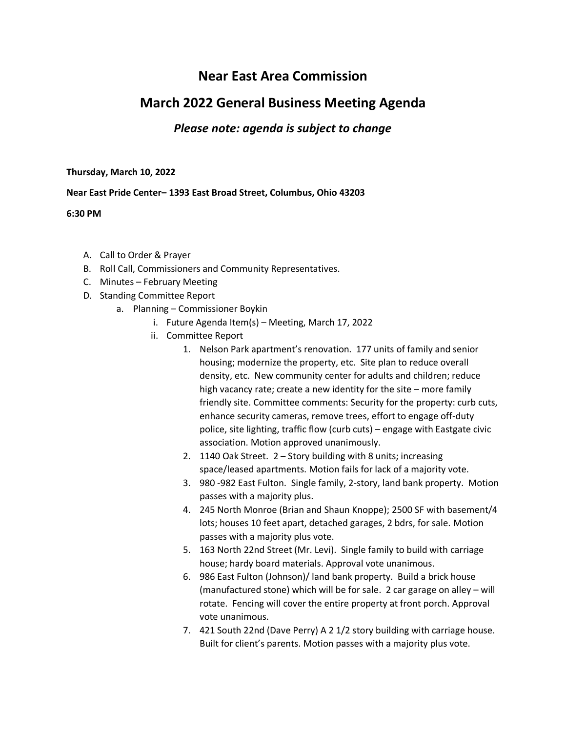# Near East Area Commission

## March 2022 General Business Meeting Agenda

### *Please note: agenda is subject to change*

**Thursday, March 10, 2022**

**Near East Pride Center– 1393 East Broad Street, Columbus, Ohio 43203**

**6:30 PM**

A. Call to Order & Prayer
B. Roll Call, Commissioners and Community Representatives.
C. Minutes – February Meeting
D. Standing Committee Report
    a. Planning – Commissioner Boykin
        i. Future Agenda Item(s) – Meeting, March 17, 2022
        ii. Committee Report
            1. Nelson Park apartment's renovation. 177 units of family and senior housing; modernize the property, etc. Site plan to reduce overall density, etc. New community center for adults and children; reduce high vacancy rate; create a new identity for the site – more family friendly site. Committee comments: Security for the property: curb cuts, enhance security cameras, remove trees, effort to engage off-duty police, site lighting, traffic flow (curb cuts) – engage with Eastgate civic association. Motion approved unanimously.
            2. 1140 Oak Street. 2 – Story building with 8 units; increasing space/leased apartments. Motion fails for lack of a majority vote.
            3. 980 -982 East Fulton. Single family, 2-story, land bank property. Motion passes with a majority plus.
            4. 245 North Monroe (Brian and Shaun Knoppe); 2500 SF with basement/4 lots; houses 10 feet apart, detached garages, 2 bdrs, for sale. Motion passes with a majority plus vote.
            5. 163 North 22nd Street (Mr. Levi). Single family to build with carriage house; hardy board materials. Approval vote unanimous.
            6. 986 East Fulton (Johnson)/ land bank property. Build a brick house (manufactured stone) which will be for sale. 2 car garage on alley – will rotate. Fencing will cover the entire property at front porch. Approval vote unanimous.
            7. 421 South 22nd (Dave Perry) A 2 1/2 story building with carriage house. Built for client's parents. Motion passes with a majority plus vote.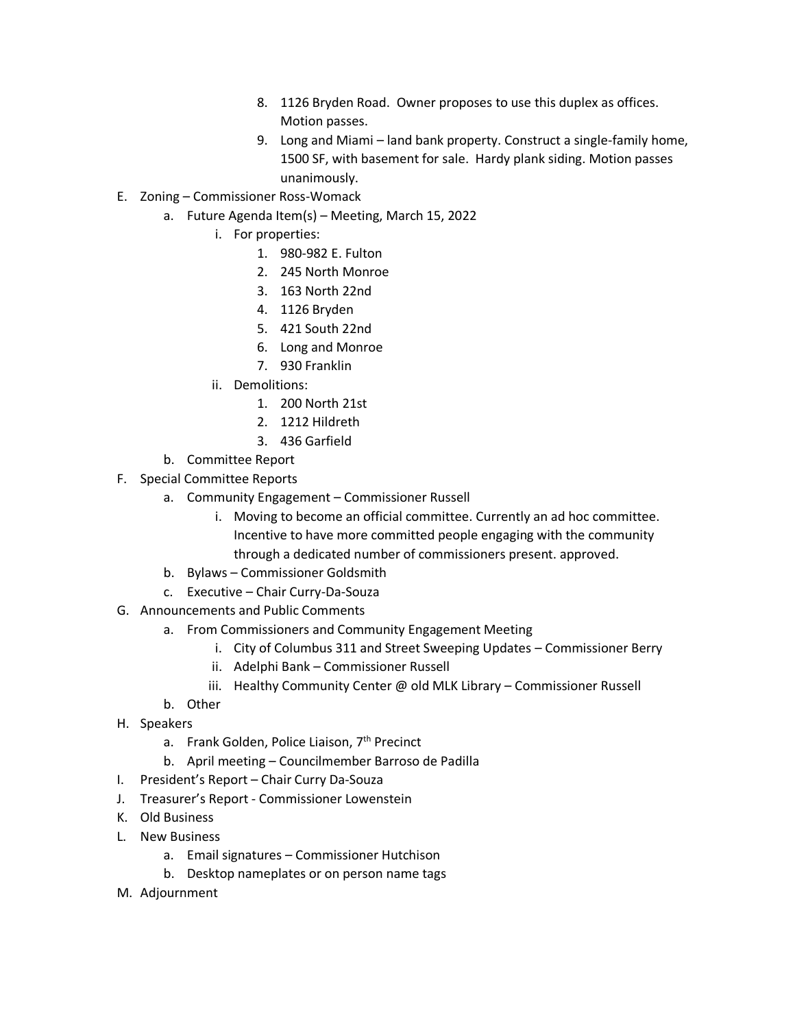8. 1126 Bryden Road. Owner proposes to use this duplex as offices. Motion passes.
9. Long and Miami – land bank property. Construct a single-family home, 1500 SF, with basement for sale. Hardy plank siding. Motion passes unanimously.

E. Zoning – Commissioner Ross-Womack
   a. Future Agenda Item(s) – Meeting, March 15, 2022
      i. For properties:
         1. 980-982 E. Fulton
         2. 245 North Monroe
         3. 163 North 22nd
         4. 1126 Bryden
         5. 421 South 22nd
         6. Long and Monroe
         7. 930 Franklin
      ii. Demolitions:
         1. 200 North 21st
         2. 1212 Hildreth
         3. 436 Garfield
   b. Committee Report

F. Special Committee Reports
   a. Community Engagement – Commissioner Russell
      i. Moving to become an official committee. Currently an ad hoc committee. Incentive to have more committed people engaging with the community through a dedicated number of commissioners present. approved.
   b. Bylaws – Commissioner Goldsmith
   c. Executive – Chair Curry-Da-Souza

G. Announcements and Public Comments
   a. From Commissioners and Community Engagement Meeting
      i. City of Columbus 311 and Street Sweeping Updates – Commissioner Berry
      ii. Adelphi Bank – Commissioner Russell
      iii. Healthy Community Center @ old MLK Library – Commissioner Russell
   b. Other

H. Speakers
   a. Frank Golden, Police Liaison, 7th Precinct
   b. April meeting – Councilmember Barroso de Padilla

I. President's Report – Chair Curry Da-Souza

J. Treasurer's Report - Commissioner Lowenstein

K. Old Business

L. New Business
   a. Email signatures – Commissioner Hutchison
   b. Desktop nameplates or on person name tags

M. Adjournment